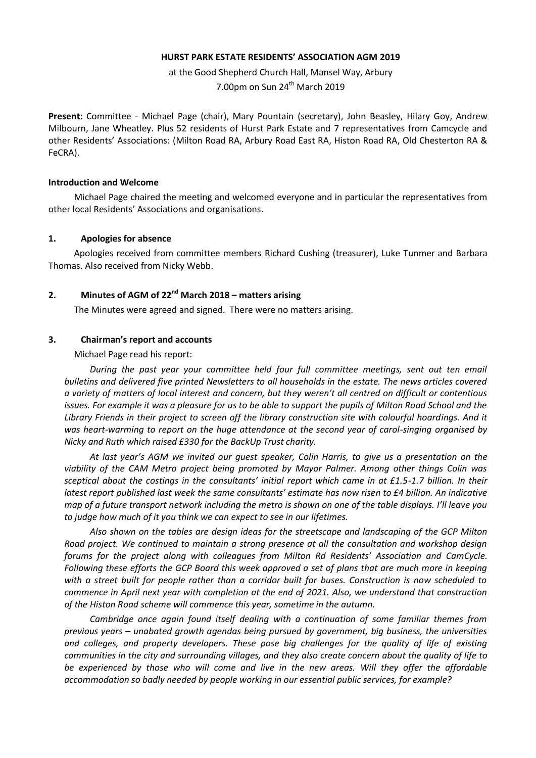# HURST PARK ESTATE RESIDENTS' ASSOCIATION AGM 2019

at the Good Shepherd Church Hall, Mansel Way, Arbury
7.00pm on Sun 24th March 2019

**Present**: Committee - Michael Page (chair), Mary Pountain (secretary), John Beasley, Hilary Goy, Andrew Milbourn, Jane Wheatley. Plus 52 residents of Hurst Park Estate and 7 representatives from Camcycle and other Residents' Associations: (Milton Road RA, Arbury Road East RA, Histon Road RA, Old Chesterton RA & FeCRA).

## Introduction and Welcome

Michael Page chaired the meeting and welcomed everyone and in particular the representatives from other local Residents' Associations and organisations.

## 1. Apologies for absence

Apologies received from committee members Richard Cushing (treasurer), Luke Tunmer and Barbara Thomas. Also received from Nicky Webb.

## 2. Minutes of AGM of 22nd March 2018 – matters arising

The Minutes were agreed and signed. There were no matters arising.

## 3. Chairman's report and accounts

Michael Page read his report:

*During the past year your committee held four full committee meetings, sent out ten email bulletins and delivered five printed Newsletters to all households in the estate. The news articles covered a variety of matters of local interest and concern, but they weren't all centred on difficult or contentious issues. For example it was a pleasure for us to be able to support the pupils of Milton Road School and the Library Friends in their project to screen off the library construction site with colourful hoardings. And it was heart-warming to report on the huge attendance at the second year of carol-singing organised by Nicky and Ruth which raised £330 for the BackUp Trust charity.*

*At last year's AGM we invited our guest speaker, Colin Harris, to give us a presentation on the viability of the CAM Metro project being promoted by Mayor Palmer. Among other things Colin was sceptical about the costings in the consultants' initial report which came in at £1.5-1.7 billion. In their latest report published last week the same consultants' estimate has now risen to £4 billion. An indicative map of a future transport network including the metro is shown on one of the table displays. I'll leave you to judge how much of it you think we can expect to see in our lifetimes.*

*Also shown on the tables are design ideas for the streetscape and landscaping of the GCP Milton Road project. We continued to maintain a strong presence at all the consultation and workshop design forums for the project along with colleagues from Milton Rd Residents' Association and CamCycle. Following these efforts the GCP Board this week approved a set of plans that are much more in keeping with a street built for people rather than a corridor built for buses. Construction is now scheduled to commence in April next year with completion at the end of 2021. Also, we understand that construction of the Histon Road scheme will commence this year, sometime in the autumn.*

*Cambridge once again found itself dealing with a continuation of some familiar themes from previous years – unabated growth agendas being pursued by government, big business, the universities and colleges, and property developers. These pose big challenges for the quality of life of existing communities in the city and surrounding villages, and they also create concern about the quality of life to be experienced by those who will come and live in the new areas. Will they offer the affordable accommodation so badly needed by people working in our essential public services, for example?*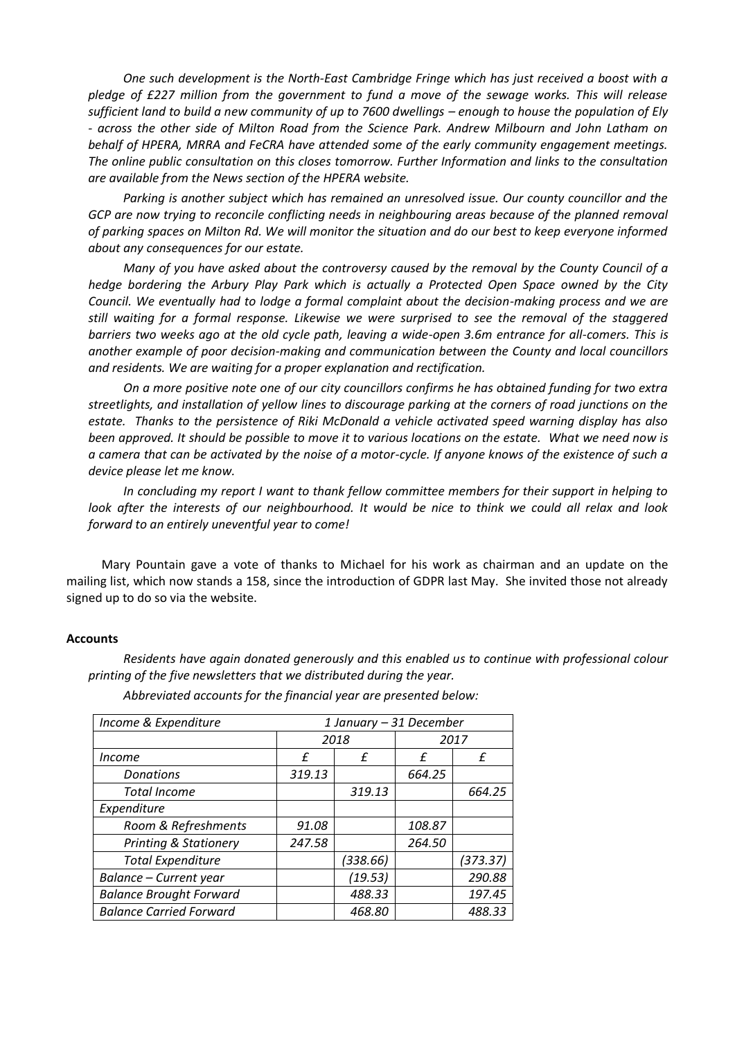*One such development is the North-East Cambridge Fringe which has just received a boost with a pledge of £227 million from the government to fund a move of the sewage works. This will release sufficient land to build a new community of up to 7600 dwellings – enough to house the population of Ely - across the other side of Milton Road from the Science Park. Andrew Milbourn and John Latham on behalf of HPERA, MRRA and FeCRA have attended some of the early community engagement meetings. The online public consultation on this closes tomorrow. Further Information and links to the consultation are available from the News section of the HPERA website.*

*Parking is another subject which has remained an unresolved issue. Our county councillor and the GCP are now trying to reconcile conflicting needs in neighbouring areas because of the planned removal of parking spaces on Milton Rd. We will monitor the situation and do our best to keep everyone informed about any consequences for our estate.*

*Many of you have asked about the controversy caused by the removal by the County Council of a hedge bordering the Arbury Play Park which is actually a Protected Open Space owned by the City Council. We eventually had to lodge a formal complaint about the decision-making process and we are still waiting for a formal response. Likewise we were surprised to see the removal of the staggered barriers two weeks ago at the old cycle path, leaving a wide-open 3.6m entrance for all-comers. This is another example of poor decision-making and communication between the County and local councillors and residents. We are waiting for a proper explanation and rectification.*

*On a more positive note one of our city councillors confirms he has obtained funding for two extra streetlights, and installation of yellow lines to discourage parking at the corners of road junctions on the estate. Thanks to the persistence of Riki McDonald a vehicle activated speed warning display has also been approved. It should be possible to move it to various locations on the estate. What we need now is a camera that can be activated by the noise of a motor-cycle. If anyone knows of the existence of such a device please let me know.*

*In concluding my report I want to thank fellow committee members for their support in helping to look after the interests of our neighbourhood. It would be nice to think we could all relax and look forward to an entirely uneventful year to come!*

Mary Pountain gave a vote of thanks to Michael for his work as chairman and an update on the mailing list, which now stands a 158, since the introduction of GDPR last May. She invited those not already signed up to do so via the website.

**Accounts**

*Residents have again donated generously and this enabled us to continue with professional colour printing of the five newsletters that we distributed during the year.*

*Abbreviated accounts for the financial year are presented below:*

| *Income & Expenditure* | *1 January – 31 December* | | | |
|---|---|---|---|---|
| | *2018* | | *2017* | |
| *Income* | *£* | *£* | *£* | *£* |
| *Donations* | *319.13* | | *664.25* | |
| *Total Income* | | *319.13* | | *664.25* |
| *Expenditure* | | | | |
| *Room & Refreshments* | *91.08* | | *108.87* | |
| *Printing & Stationery* | *247.58* | | *264.50* | |
| *Total Expenditure* | | *(338.66)* | | *(373.37)* |
| *Balance – Current year* | | *(19.53)* | | *290.88* |
| *Balance Brought Forward* | | *488.33* | | *197.45* |
| *Balance Carried Forward* | | *468.80* | | *488.33* |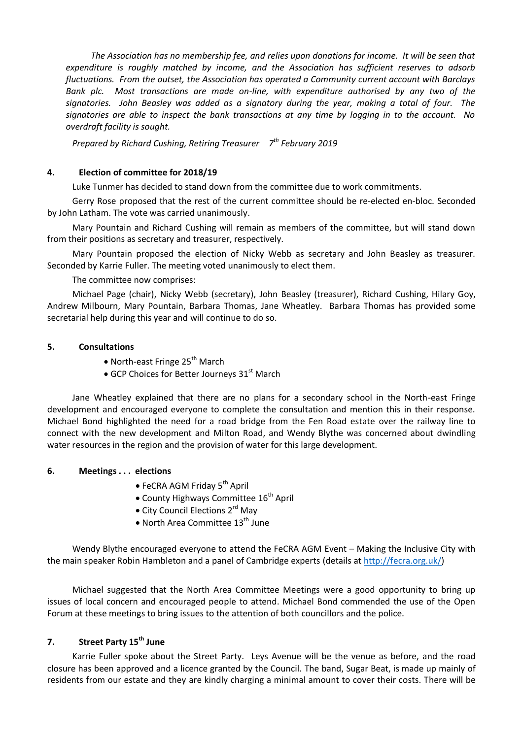*The Association has no membership fee, and relies upon donations for income. It will be seen that expenditure is roughly matched by income, and the Association has sufficient reserves to adsorb fluctuations. From the outset, the Association has operated a Community current account with Barclays Bank plc. Most transactions are made on-line, with expenditure authorised by any two of the signatories. John Beasley was added as a signatory during the year, making a total of four. The signatories are able to inspect the bank transactions at any time by logging in to the account. No overdraft facility is sought.*

*Prepared by Richard Cushing, Retiring Treasurer 7th February 2019*

## 4. Election of committee for 2018/19

Luke Tunmer has decided to stand down from the committee due to work commitments.

Gerry Rose proposed that the rest of the current committee should be re-elected en-bloc. Seconded by John Latham. The vote was carried unanimously.

Mary Pountain and Richard Cushing will remain as members of the committee, but will stand down from their positions as secretary and treasurer, respectively.

Mary Pountain proposed the election of Nicky Webb as secretary and John Beasley as treasurer. Seconded by Karrie Fuller. The meeting voted unanimously to elect them.

The committee now comprises:

Michael Page (chair), Nicky Webb (secretary), John Beasley (treasurer), Richard Cushing, Hilary Goy, Andrew Milbourn, Mary Pountain, Barbara Thomas, Jane Wheatley. Barbara Thomas has provided some secretarial help during this year and will continue to do so.

## 5. Consultations

- North-east Fringe 25th March
- GCP Choices for Better Journeys 31st March

Jane Wheatley explained that there are no plans for a secondary school in the North-east Fringe development and encouraged everyone to complete the consultation and mention this in their response. Michael Bond highlighted the need for a road bridge from the Fen Road estate over the railway line to connect with the new development and Milton Road, and Wendy Blythe was concerned about dwindling water resources in the region and the provision of water for this large development.

## 6. Meetings . . . elections

- FeCRA AGM Friday 5th April
- County Highways Committee 16th April
- City Council Elections 2rd May
- North Area Committee 13th June

Wendy Blythe encouraged everyone to attend the FeCRA AGM Event – Making the Inclusive City with the main speaker Robin Hambleton and a panel of Cambridge experts (details at http://fecra.org.uk/)

Michael suggested that the North Area Committee Meetings were a good opportunity to bring up issues of local concern and encouraged people to attend. Michael Bond commended the use of the Open Forum at these meetings to bring issues to the attention of both councillors and the police.

## 7. Street Party 15th June

Karrie Fuller spoke about the Street Party. Leys Avenue will be the venue as before, and the road closure has been approved and a licence granted by the Council. The band, Sugar Beat, is made up mainly of residents from our estate and they are kindly charging a minimal amount to cover their costs. There will be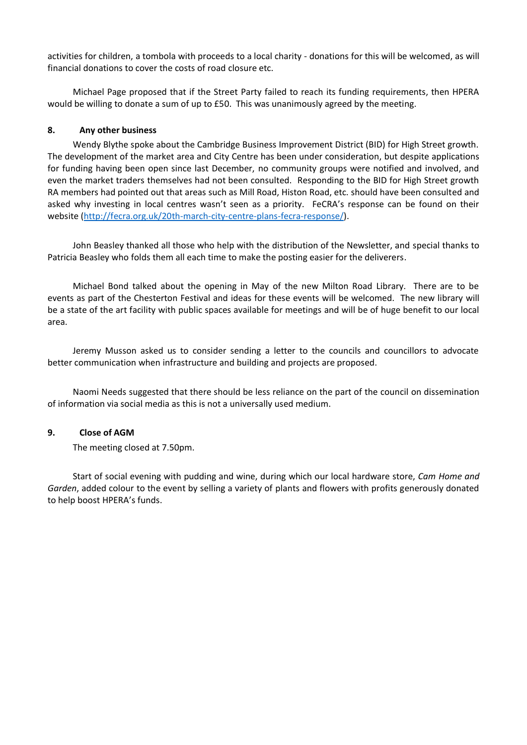activities for children, a tombola with proceeds to a local charity - donations for this will be welcomed, as will financial donations to cover the costs of road closure etc.

Michael Page proposed that if the Street Party failed to reach its funding requirements, then HPERA would be willing to donate a sum of up to £50. This was unanimously agreed by the meeting.

**8. Any other business**

Wendy Blythe spoke about the Cambridge Business Improvement District (BID) for High Street growth. The development of the market area and City Centre has been under consideration, but despite applications for funding having been open since last December, no community groups were notified and involved, and even the market traders themselves had not been consulted. Responding to the BID for High Street growth RA members had pointed out that areas such as Mill Road, Histon Road, etc. should have been consulted and asked why investing in local centres wasn't seen as a priority. FeCRA's response can be found on their website (http://fecra.org.uk/20th-march-city-centre-plans-fecra-response/).

John Beasley thanked all those who help with the distribution of the Newsletter, and special thanks to Patricia Beasley who folds them all each time to make the posting easier for the deliverers.

Michael Bond talked about the opening in May of the new Milton Road Library. There are to be events as part of the Chesterton Festival and ideas for these events will be welcomed. The new library will be a state of the art facility with public spaces available for meetings and will be of huge benefit to our local area.

Jeremy Musson asked us to consider sending a letter to the councils and councillors to advocate better communication when infrastructure and building and projects are proposed.

Naomi Needs suggested that there should be less reliance on the part of the council on dissemination of information via social media as this is not a universally used medium.

**9. Close of AGM**

The meeting closed at 7.50pm.

Start of social evening with pudding and wine, during which our local hardware store, *Cam Home and Garden*, added colour to the event by selling a variety of plants and flowers with profits generously donated to help boost HPERA's funds.